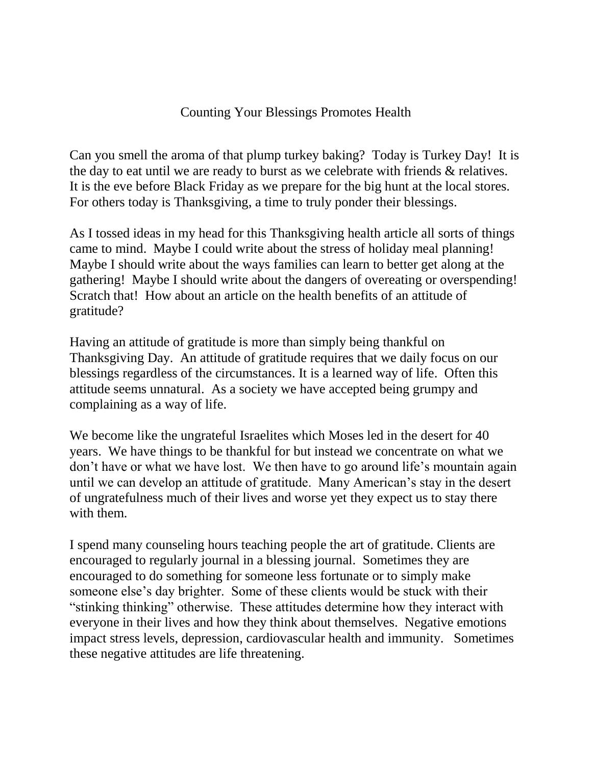# Counting Your Blessings Promotes Health

Can you smell the aroma of that plump turkey baking? Today is Turkey Day! It is the day to eat until we are ready to burst as we celebrate with friends & relatives. It is the eve before Black Friday as we prepare for the big hunt at the local stores. For others today is Thanksgiving, a time to truly ponder their blessings.

As I tossed ideas in my head for this Thanksgiving health article all sorts of things came to mind. Maybe I could write about the stress of holiday meal planning! Maybe I should write about the ways families can learn to better get along at the gathering! Maybe I should write about the dangers of overeating or overspending! Scratch that! How about an article on the health benefits of an attitude of gratitude?

Having an attitude of gratitude is more than simply being thankful on Thanksgiving Day. An attitude of gratitude requires that we daily focus on our blessings regardless of the circumstances. It is a learned way of life. Often this attitude seems unnatural. As a society we have accepted being grumpy and complaining as a way of life.

We become like the ungrateful Israelites which Moses led in the desert for 40 years. We have things to be thankful for but instead we concentrate on what we don't have or what we have lost. We then have to go around life's mountain again until we can develop an attitude of gratitude. Many American's stay in the desert of ungratefulness much of their lives and worse yet they expect us to stay there with them.

I spend many counseling hours teaching people the art of gratitude. Clients are encouraged to regularly journal in a blessing journal. Sometimes they are encouraged to do something for someone less fortunate or to simply make someone else's day brighter. Some of these clients would be stuck with their "stinking thinking" otherwise. These attitudes determine how they interact with everyone in their lives and how they think about themselves. Negative emotions impact stress levels, depression, cardiovascular health and immunity. Sometimes these negative attitudes are life threatening.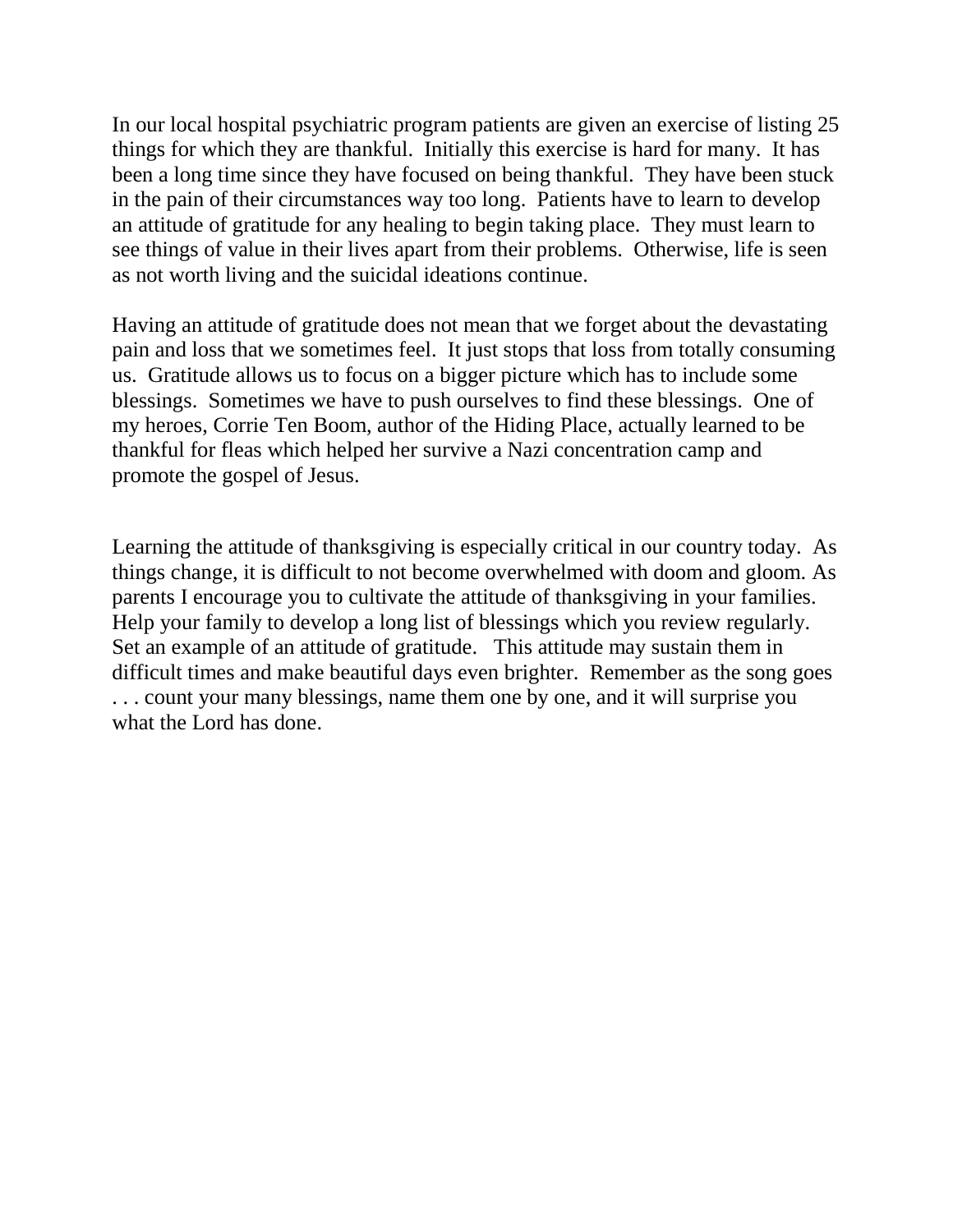In our local hospital psychiatric program patients are given an exercise of listing 25 things for which they are thankful. Initially this exercise is hard for many. It has been a long time since they have focused on being thankful. They have been stuck in the pain of their circumstances way too long. Patients have to learn to develop an attitude of gratitude for any healing to begin taking place. They must learn to see things of value in their lives apart from their problems. Otherwise, life is seen as not worth living and the suicidal ideations continue.

Having an attitude of gratitude does not mean that we forget about the devastating pain and loss that we sometimes feel. It just stops that loss from totally consuming us. Gratitude allows us to focus on a bigger picture which has to include some blessings. Sometimes we have to push ourselves to find these blessings. One of my heroes, Corrie Ten Boom, author of the Hiding Place, actually learned to be thankful for fleas which helped her survive a Nazi concentration camp and promote the gospel of Jesus.

Learning the attitude of thanksgiving is especially critical in our country today. As things change, it is difficult to not become overwhelmed with doom and gloom. As parents I encourage you to cultivate the attitude of thanksgiving in your families. Help your family to develop a long list of blessings which you review regularly. Set an example of an attitude of gratitude. This attitude may sustain them in difficult times and make beautiful days even brighter. Remember as the song goes . . . count your many blessings, name them one by one, and it will surprise you what the Lord has done.